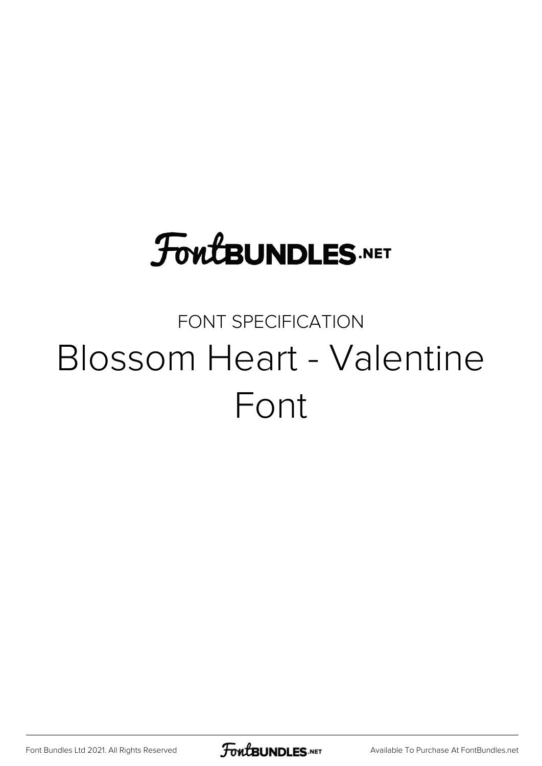FontBUNDLES.NET

FONT SPECIFICATION

# Blossom Heart - Valentine Font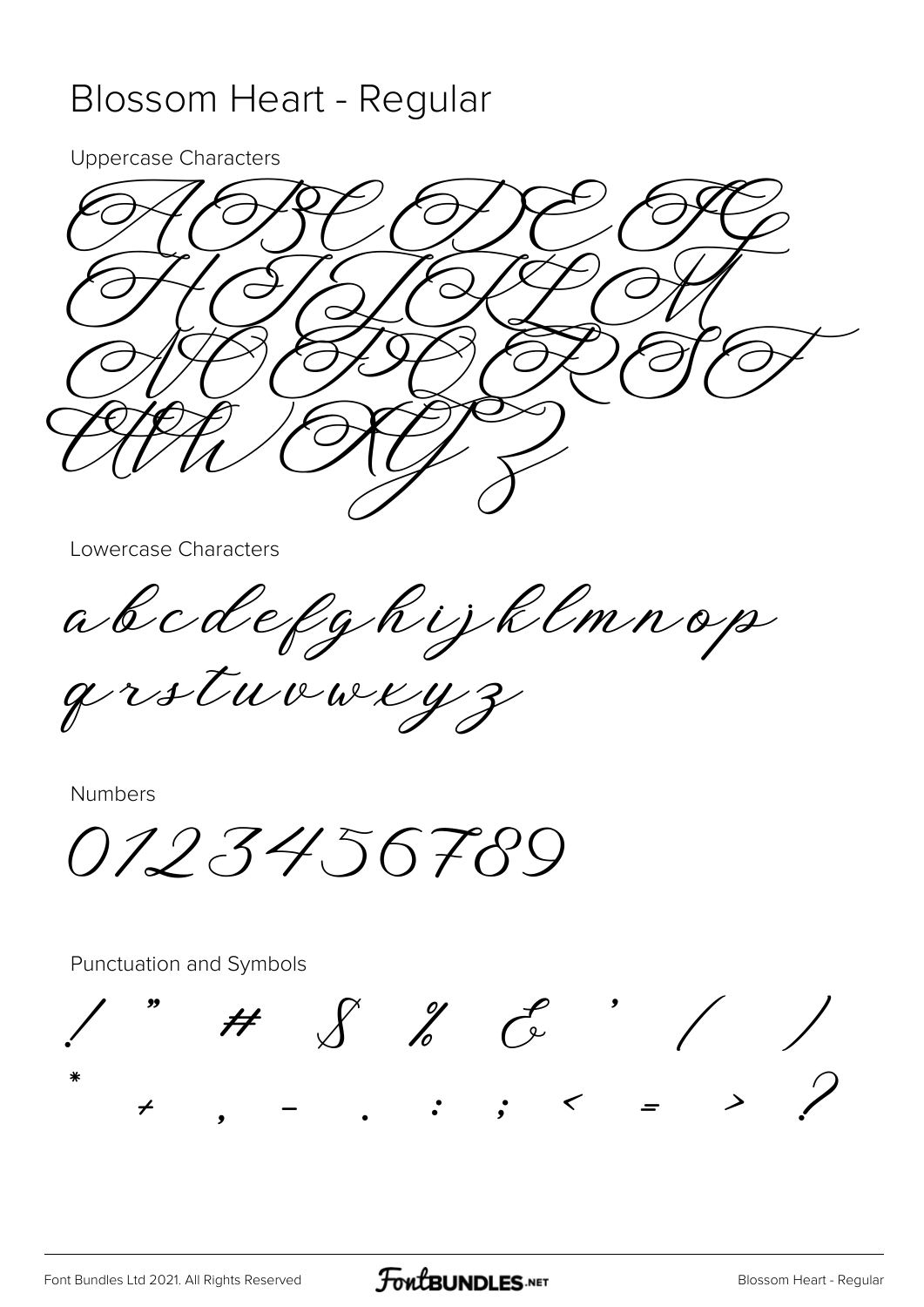# Blossom Heart - Regular

Uppercase Characters

A B C D E F G
H I J K L M
N O P Q R S T
U V W X Y Z

Lowercase Characters

a b c d e f g h i j k l m n o p
q r s t u v w x y z

Numbers

0 1 2 3 4 5 6 7 8 9

Punctuation and Symbols

! " # $ % & ' ( )
* + , - . : ; < = > ?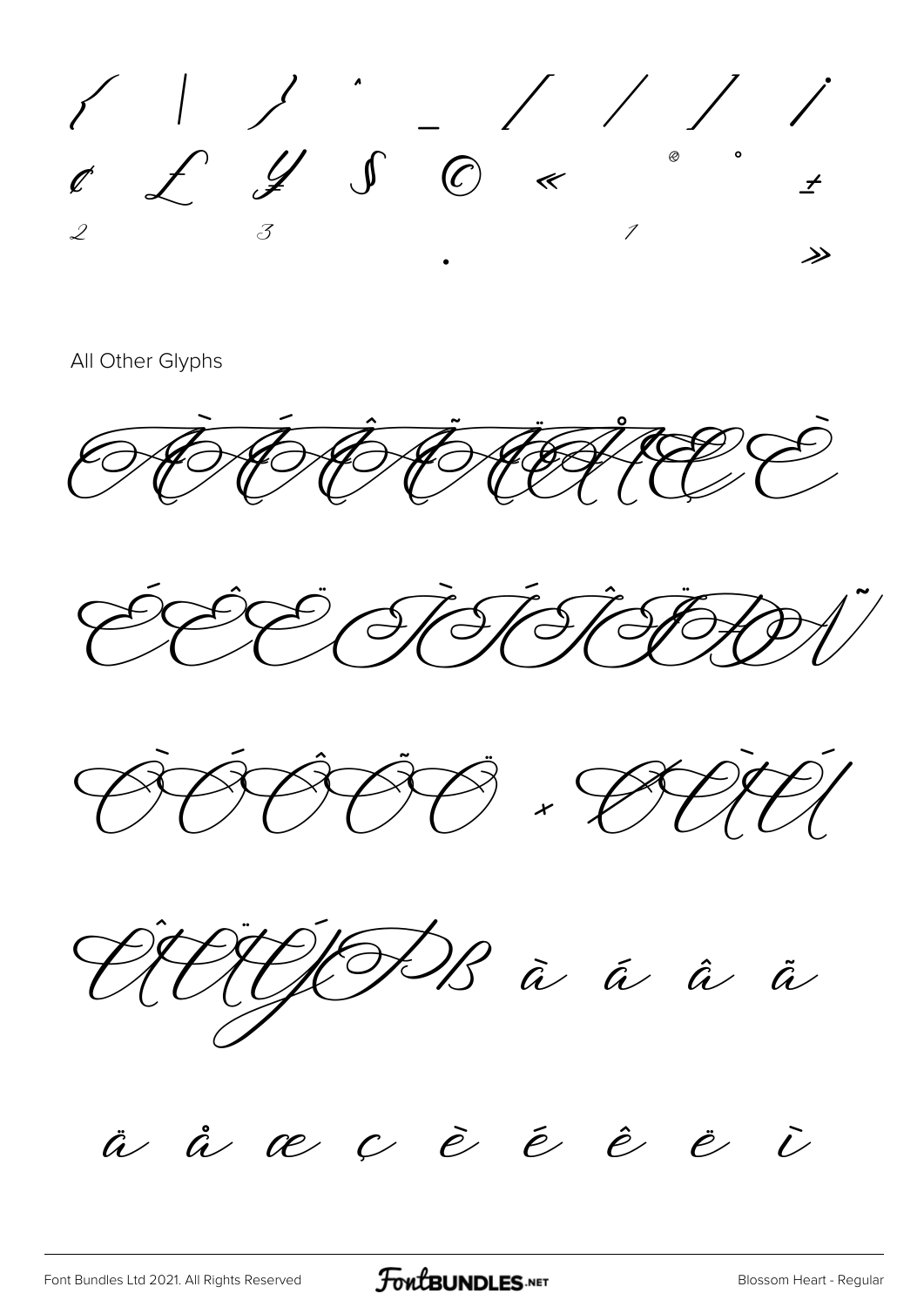{ | } ˆ _ / / / /
¢ £ ¥ § © « ® ° ±
² ³ ¹
· »

All Other Glyphs

À Á Â Ã Ä Å Æ Ç È

É Ê Ë Ì Í Î Ï Ð Ñ

Ò Ó Ô Õ Ö × Ø Ù Ú

Û Ü Ý Þ ß à á â ã

ä å æ ç è é ê ë ì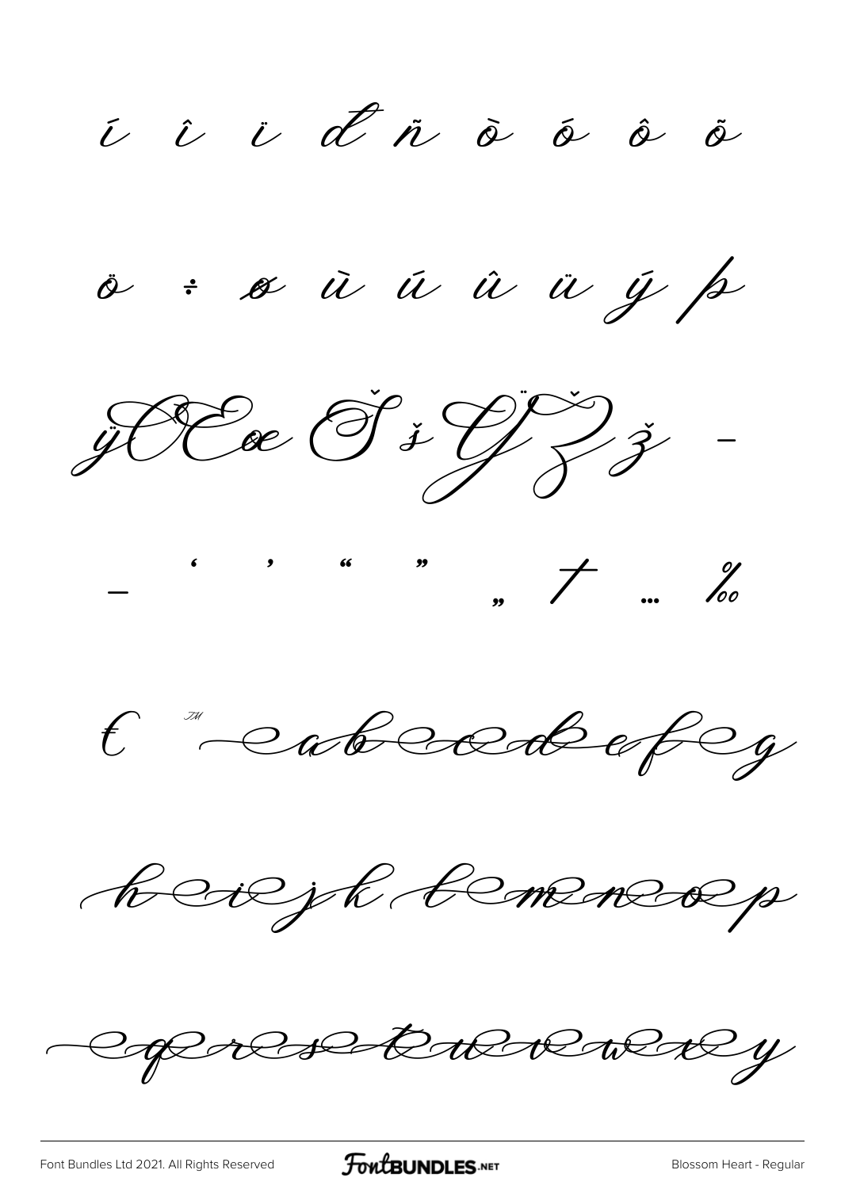í î ï đ ñ ò ó ô õ

ö ÷ ø ù ú û ü ý þ

ÿ Œ œ Š š Ÿ Ž ž –

— ‘ ’ “ ” „ † … ‰

€ ™

Footer: Font Bundles Ltd 2021. All Rights Reserved · FontBUNDLES.NET · Blossom Heart - Regular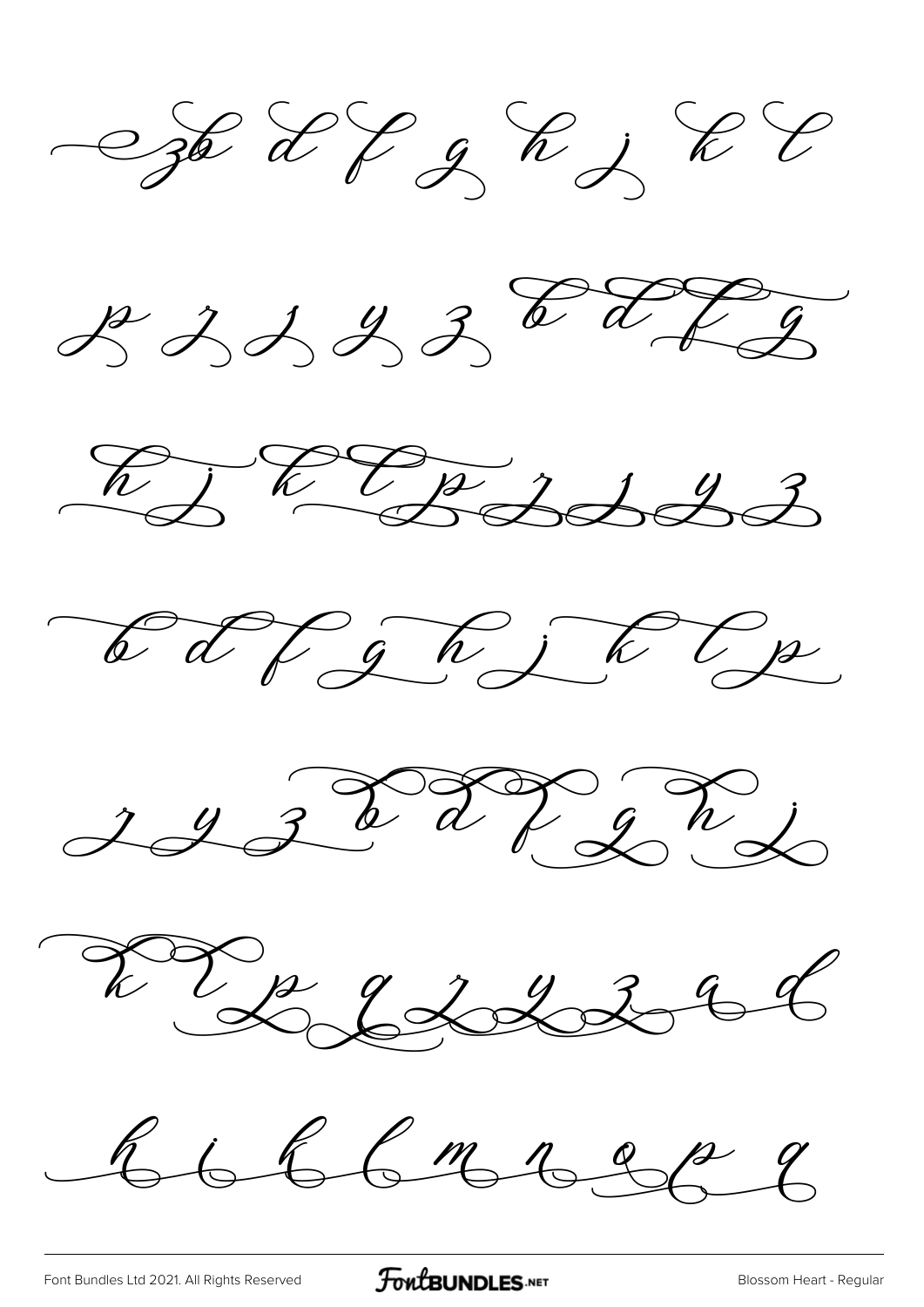zb d f g h j k l

p r s y z b d f g

h j k l p r s y z

b d f g h j k l p

r y z b d f g h j

k l p q r y z a d

h i k l m n o p q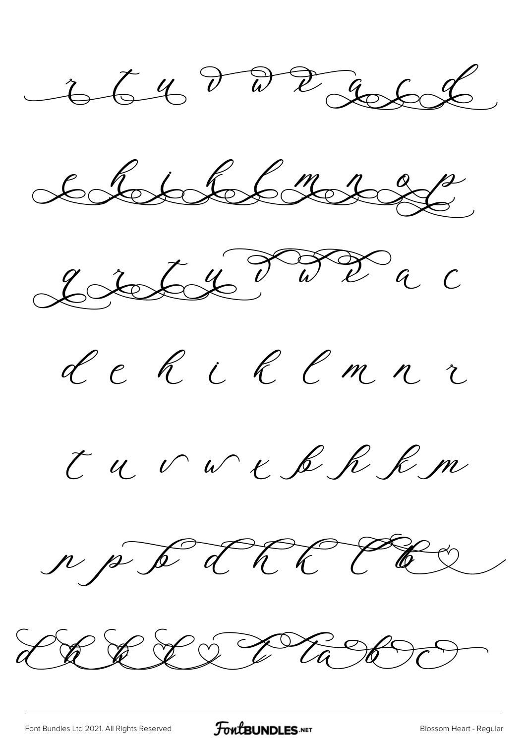r t u v w x a c d

e h i k l m n o p

q r t u v w x a c

d e h i k l m n r

t u v w x b h k m

n p b d h k l b

d h k l l a b c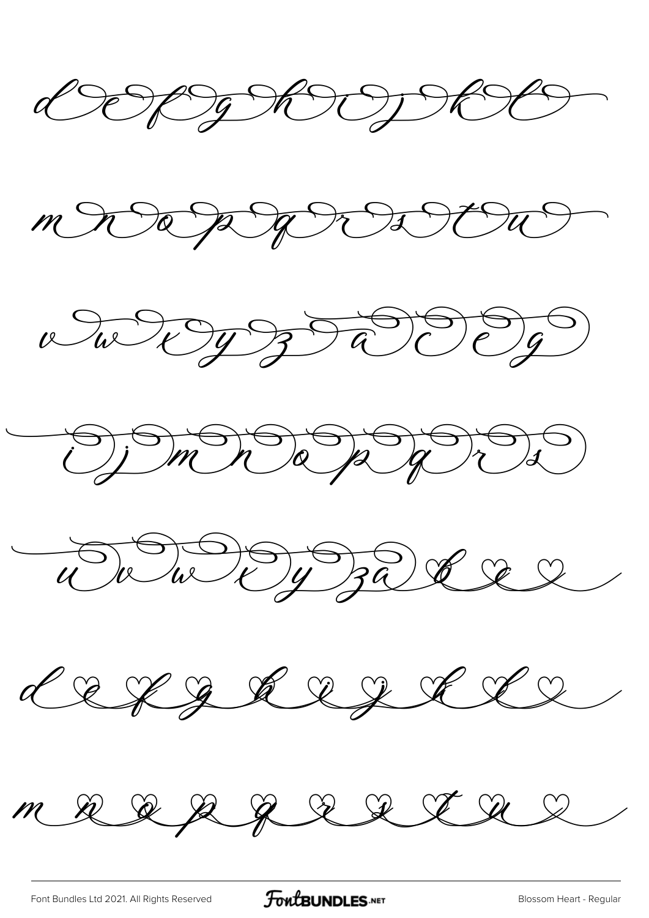defghijkl

mnopqrstu

vwxyzaceg

ijmnopqrs

uvwxyzabce

defghijkl

mnopqrstu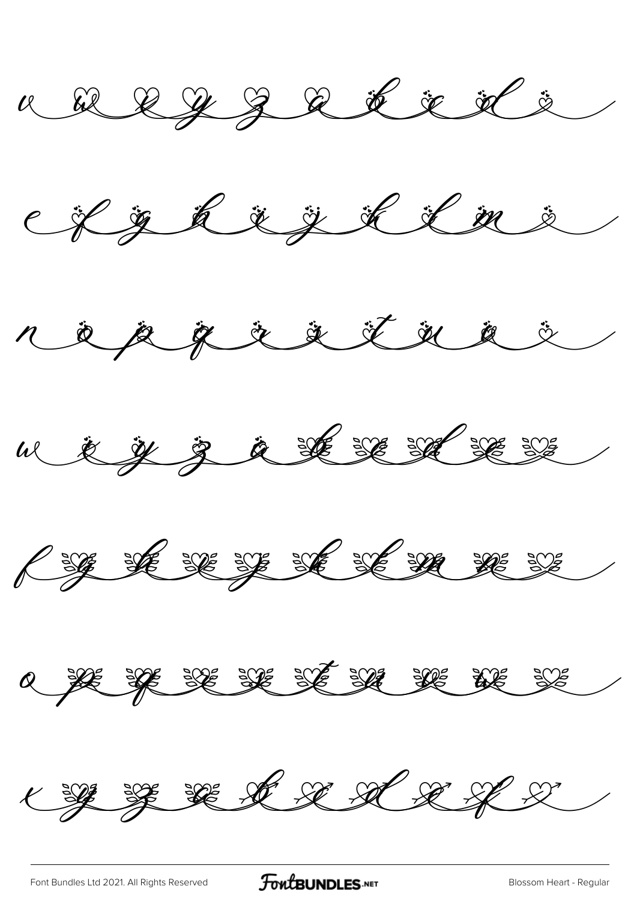v w x y z a b c d

e f g h i j k l m

n o p q r s t u v

w x y z a b c d e

f g h i j k l m n

o p q r s t u v w

x y z a b c d e f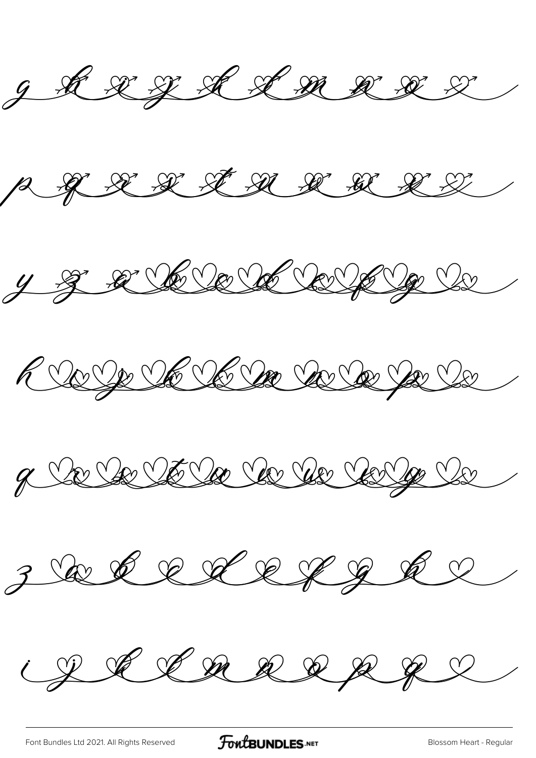g h i j k l m n o

p q r s t u v w x

y z a b c d e f g

h i j k l m n o p

q r s t u v w x y

z a b c d e f g h

i j k l m n o p q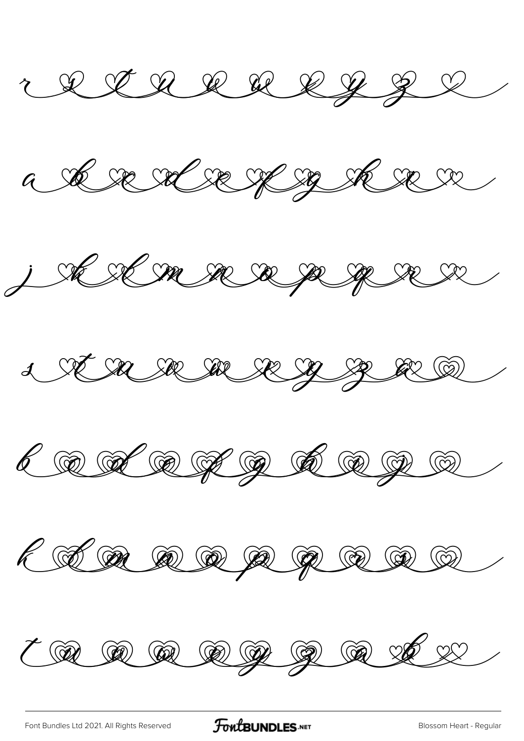r s t u v w x y z

a b c d e f g h i

j k l m n o p q r

s t u v w x y z a

b c d e f g h i j

k l m n o p q r s

t u v w x y z a b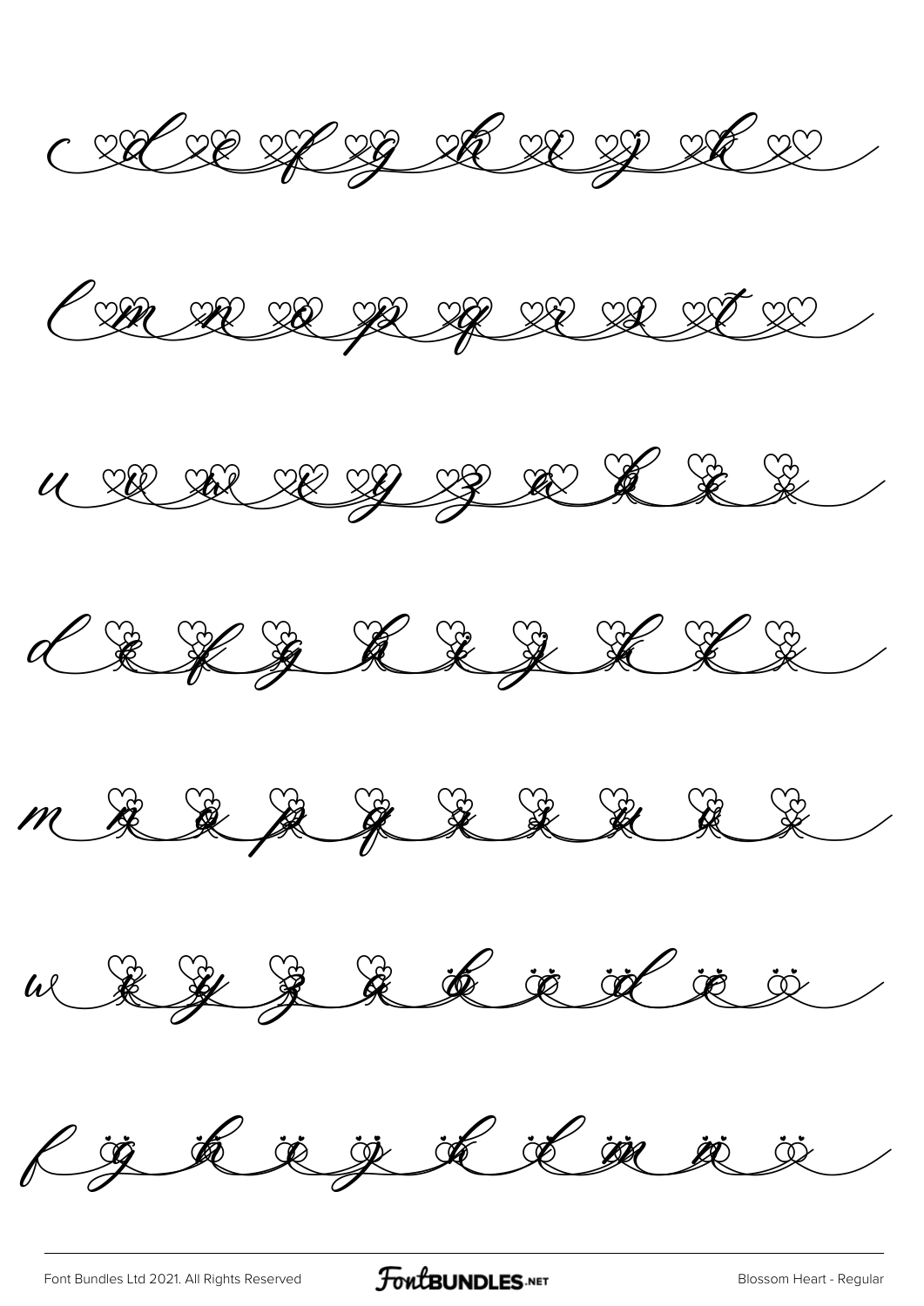c d e f g h i j k

l m n o p q r s t

u v w x y z a b c

d e f g h i j k l

m n o p q r s t u

w x y z a b c d e

f g h i j k l m n o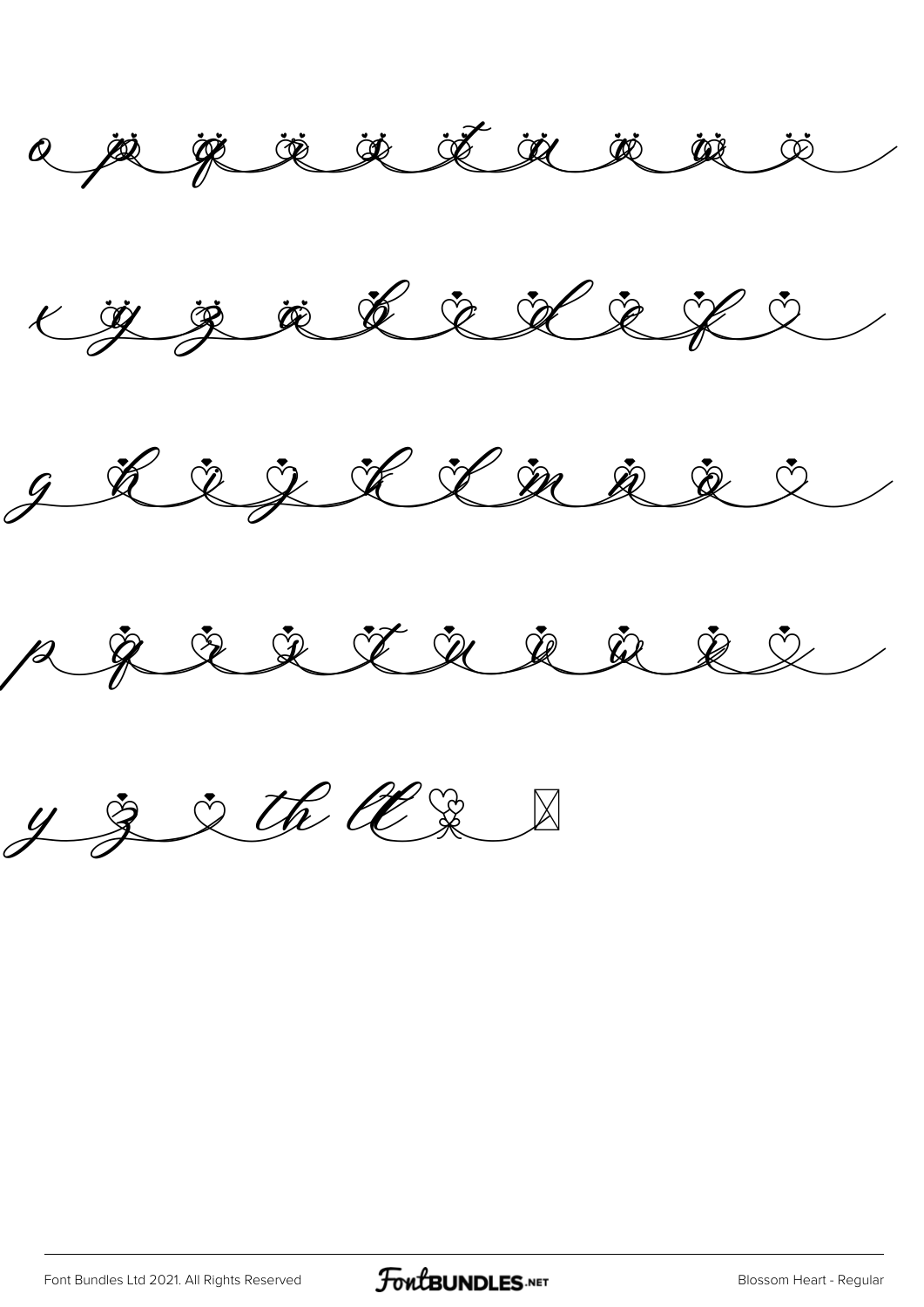o p q r s t u v w x

x y z a b c d e f

g h i j k l m n o

p q r s t u v w x

y z th lt